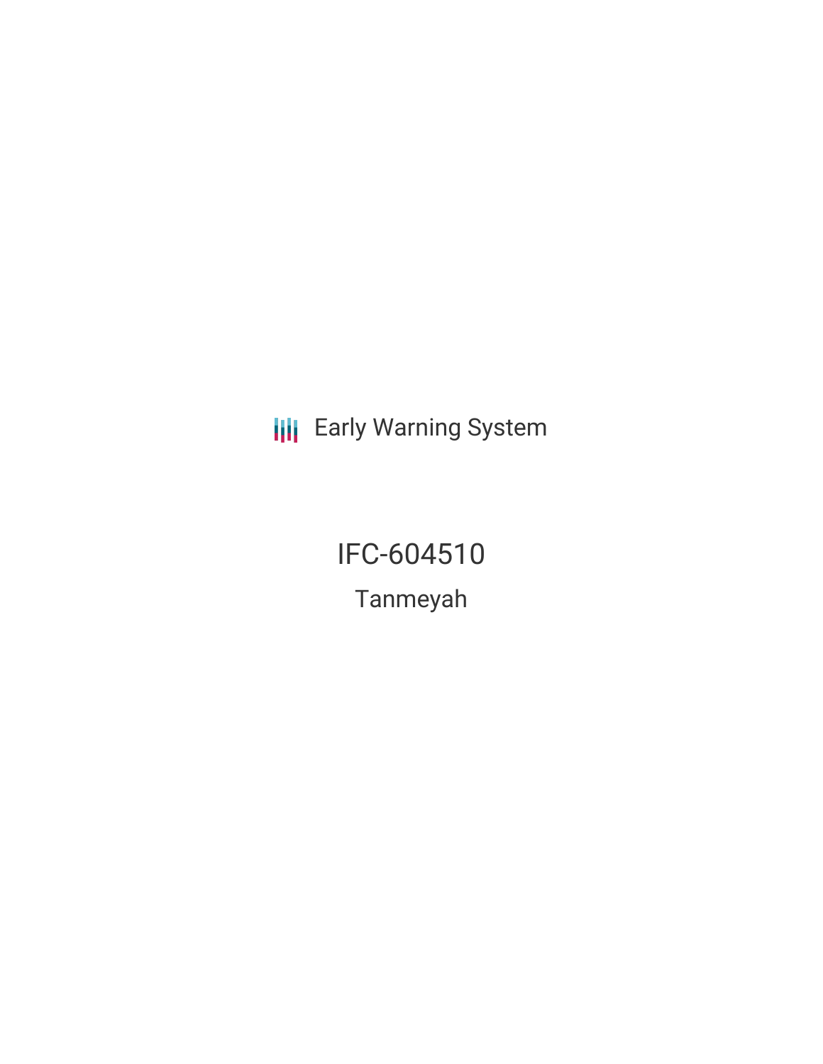Early Warning System

# IFC-604510

## Tanmeyah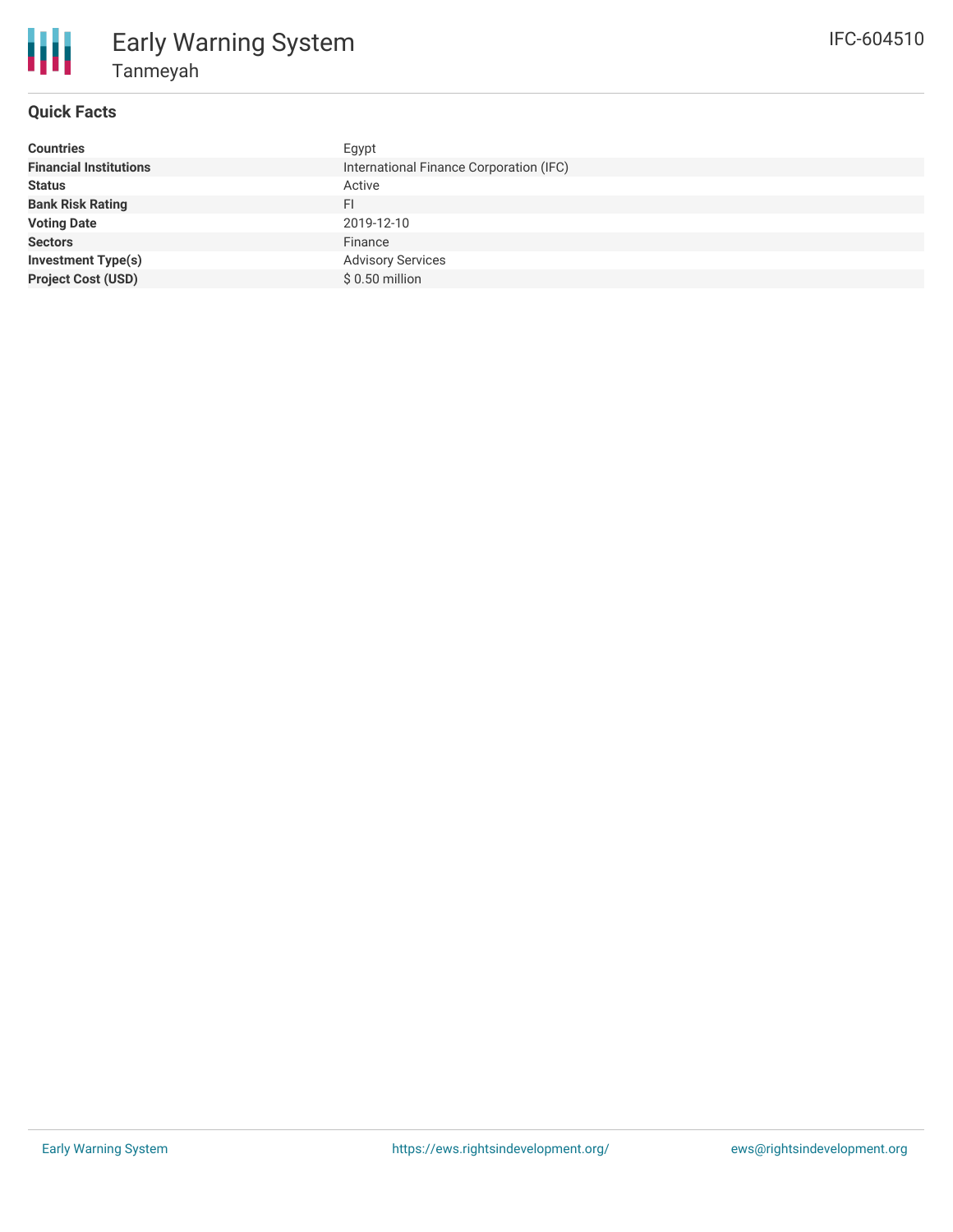# Early Warning System

## Tanmeyah

IFC-604510

### Quick Facts

| | |
|---|---|
| **Countries** | Egypt |
| **Financial Institutions** | International Finance Corporation (IFC) |
| **Status** | Active |
| **Bank Risk Rating** | FI |
| **Voting Date** | 2019-12-10 |
| **Sectors** | Finance |
| **Investment Type(s)** | Advisory Services |
| **Project Cost (USD)** | $ 0.50 million |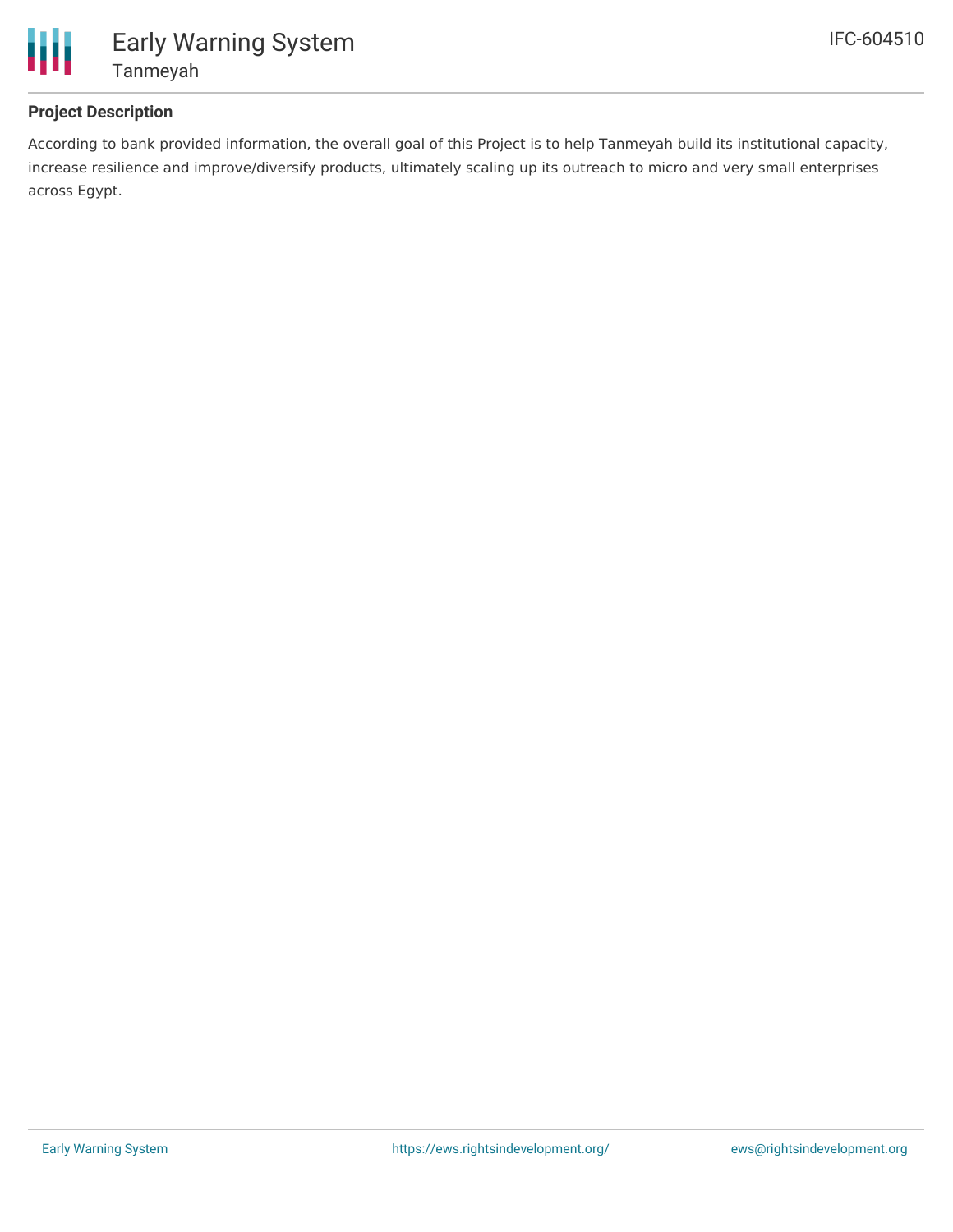## Project Description

According to bank provided information, the overall goal of this Project is to help Tanmeyah build its institutional capacity, increase resilience and improve/diversify products, ultimately scaling up its outreach to micro and very small enterprises across Egypt.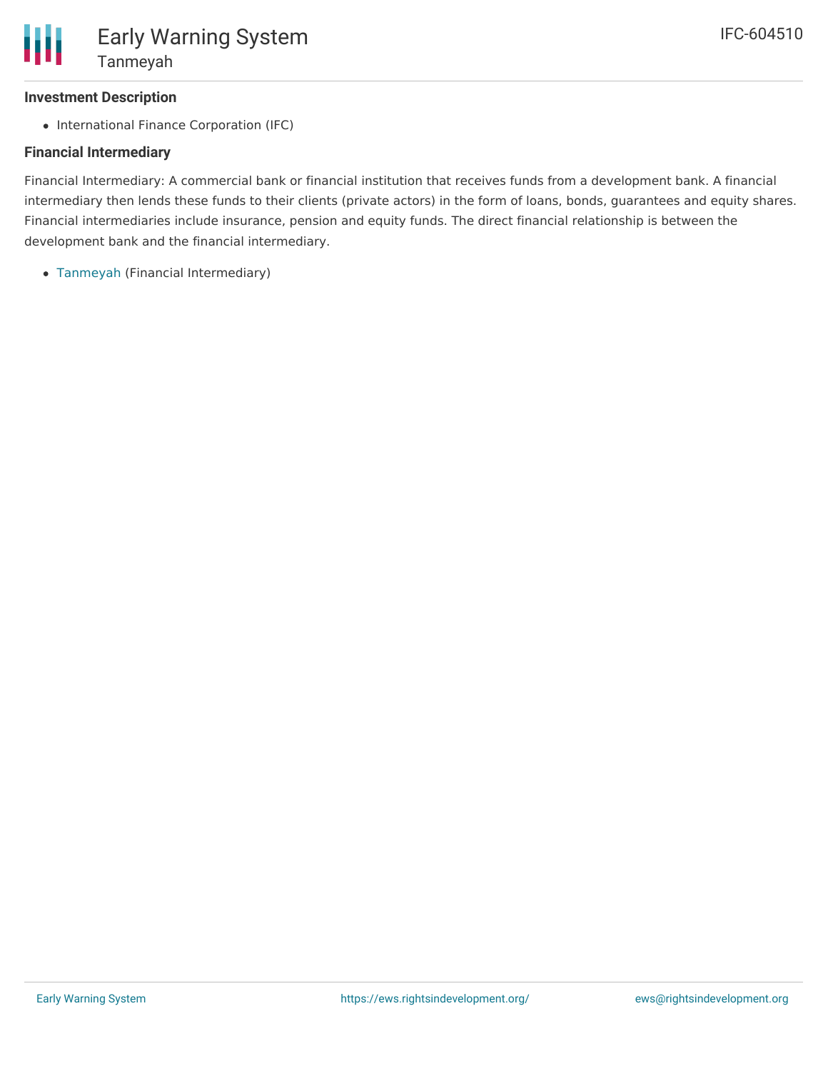### Investment Description

- International Finance Corporation (IFC)

### Financial Intermediary

Financial Intermediary: A commercial bank or financial institution that receives funds from a development bank. A financial intermediary then lends these funds to their clients (private actors) in the form of loans, bonds, guarantees and equity shares. Financial intermediaries include insurance, pension and equity funds. The direct financial relationship is between the development bank and the financial intermediary.

- Tanmeyah (Financial Intermediary)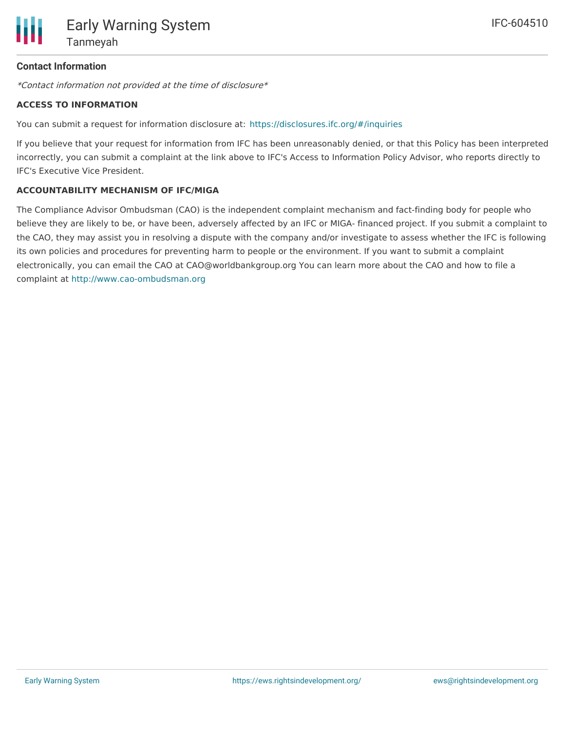### Contact Information

*\*Contact information not provided at the time of disclosure\**

**ACCESS TO INFORMATION**

You can submit a request for information disclosure at: https://disclosures.ifc.org/#/inquiries

If you believe that your request for information from IFC has been unreasonably denied, or that this Policy has been interpreted incorrectly, you can submit a complaint at the link above to IFC's Access to Information Policy Advisor, who reports directly to IFC's Executive Vice President.

**ACCOUNTABILITY MECHANISM OF IFC/MIGA**

The Compliance Advisor Ombudsman (CAO) is the independent complaint mechanism and fact-finding body for people who believe they are likely to be, or have been, adversely affected by an IFC or MIGA- financed project. If you submit a complaint to the CAO, they may assist you in resolving a dispute with the company and/or investigate to assess whether the IFC is following its own policies and procedures for preventing harm to people or the environment. If you want to submit a complaint electronically, you can email the CAO at CAO@worldbankgroup.org You can learn more about the CAO and how to file a complaint at http://www.cao-ombudsman.org